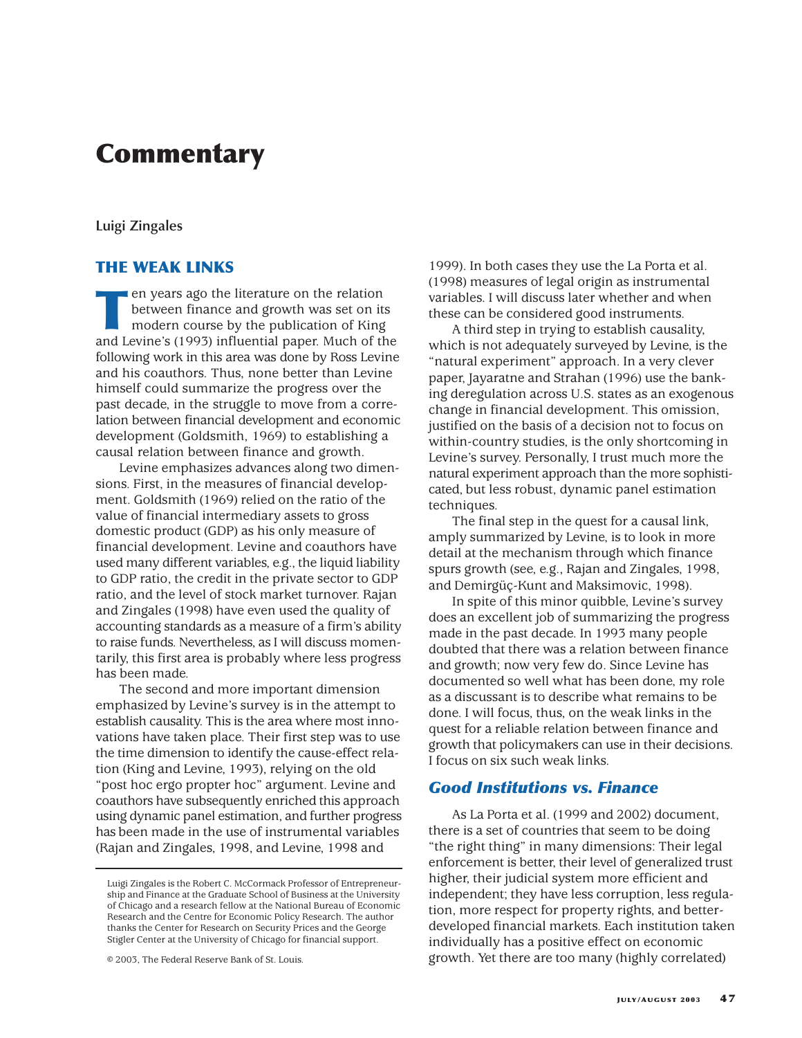# Commentary

**Luigi Zingales**

## THE WEAK LINKS

Ten years ago the literature on the relation between finance and growth was set on its modern course by the publication of King and Levine's (1993) influential paper. Much of the following work in this area was done by Ross Levine and his coauthors. Thus, none better than Levine himself could summarize the progress over the past decade, in the struggle to move from a correlation between financial development and economic development (Goldsmith, 1969) to establishing a causal relation between finance and growth.

Levine emphasizes advances along two dimensions. First, in the measures of financial development. Goldsmith (1969) relied on the ratio of the value of financial intermediary assets to gross domestic product (GDP) as his only measure of financial development. Levine and coauthors have used many different variables, e.g., the liquid liability to GDP ratio, the credit in the private sector to GDP ratio, and the level of stock market turnover. Rajan and Zingales (1998) have even used the quality of accounting standards as a measure of a firm's ability to raise funds. Nevertheless, as I will discuss momentarily, this first area is probably where less progress has been made.

The second and more important dimension emphasized by Levine's survey is in the attempt to establish causality. This is the area where most innovations have taken place. Their first step was to use the time dimension to identify the cause-effect relation (King and Levine, 1993), relying on the old "post hoc ergo propter hoc" argument. Levine and coauthors have subsequently enriched this approach using dynamic panel estimation, and further progress has been made in the use of instrumental variables (Rajan and Zingales, 1998, and Levine, 1998 and 1999). In both cases they use the La Porta et al. (1998) measures of legal origin as instrumental variables. I will discuss later whether and when these can be considered good instruments.

A third step in trying to establish causality, which is not adequately surveyed by Levine, is the "natural experiment" approach. In a very clever paper, Jayaratne and Strahan (1996) use the banking deregulation across U.S. states as an exogenous change in financial development. This omission, justified on the basis of a decision not to focus on within-country studies, is the only shortcoming in Levine's survey. Personally, I trust much more the natural experiment approach than the more sophisticated, but less robust, dynamic panel estimation techniques.

The final step in the quest for a causal link, amply summarized by Levine, is to look in more detail at the mechanism through which finance spurs growth (see, e.g., Rajan and Zingales, 1998, and Demirgüç-Kunt and Maksimovic, 1998).

In spite of this minor quibble, Levine's survey does an excellent job of summarizing the progress made in the past decade. In 1993 many people doubted that there was a relation between finance and growth; now very few do. Since Levine has documented so well what has been done, my role as a discussant is to describe what remains to be done. I will focus, thus, on the weak links in the quest for a reliable relation between finance and growth that policymakers can use in their decisions. I focus on six such weak links.

### *Good Institutions vs. Finance*

As La Porta et al. (1999 and 2002) document, there is a set of countries that seem to be doing "the right thing" in many dimensions: Their legal enforcement is better, their level of generalized trust higher, their judicial system more efficient and independent; they have less corruption, less regulation, more respect for property rights, and better-developed financial markets. Each institution taken individually has a positive effect on economic growth. Yet there are too many (highly correlated)

---

Luigi Zingales is the Robert C. McCormack Professor of Entrepreneurship and Finance at the Graduate School of Business at the University of Chicago and a research fellow at the National Bureau of Economic Research and the Centre for Economic Policy Research. The author thanks the Center for Research on Security Prices and the George Stigler Center at the University of Chicago for financial support.

© 2003, The Federal Reserve Bank of St. Louis.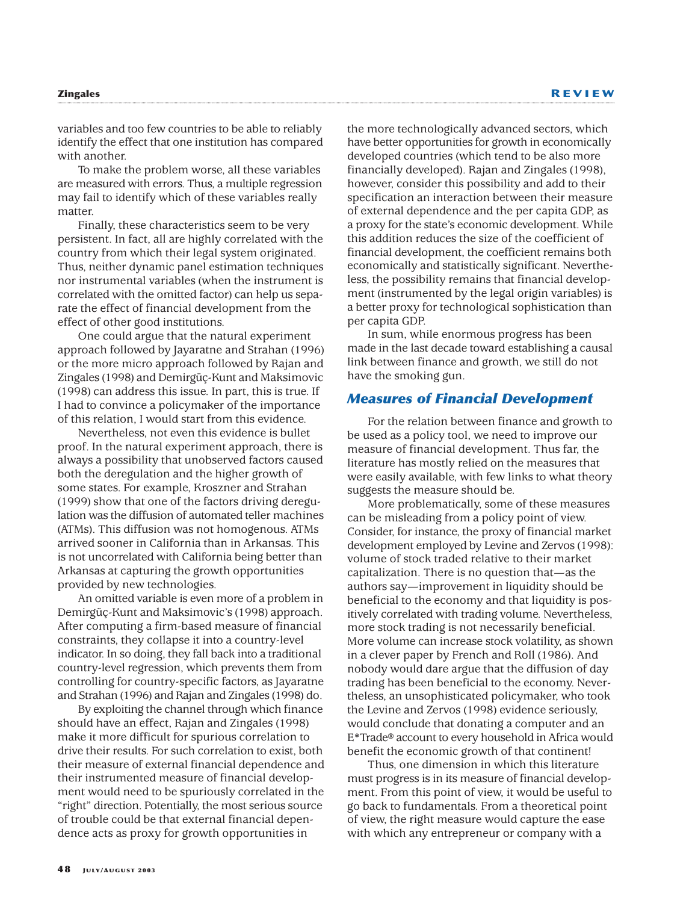variables and too few countries to be able to reliably identify the effect that one institution has compared with another.

To make the problem worse, all these variables are measured with errors. Thus, a multiple regression may fail to identify which of these variables really matter.

Finally, these characteristics seem to be very persistent. In fact, all are highly correlated with the country from which their legal system originated. Thus, neither dynamic panel estimation techniques nor instrumental variables (when the instrument is correlated with the omitted factor) can help us separate the effect of financial development from the effect of other good institutions.

One could argue that the natural experiment approach followed by Jayaratne and Strahan (1996) or the more micro approach followed by Rajan and Zingales (1998) and Demirgüç-Kunt and Maksimovic (1998) can address this issue. In part, this is true. If I had to convince a policymaker of the importance of this relation, I would start from this evidence.

Nevertheless, not even this evidence is bullet proof. In the natural experiment approach, there is always a possibility that unobserved factors caused both the deregulation and the higher growth of some states. For example, Kroszner and Strahan (1999) show that one of the factors driving deregulation was the diffusion of automated teller machines (ATMs). This diffusion was not homogenous. ATMs arrived sooner in California than in Arkansas. This is not uncorrelated with California being better than Arkansas at capturing the growth opportunities provided by new technologies.

An omitted variable is even more of a problem in Demirgüç-Kunt and Maksimovic's (1998) approach. After computing a firm-based measure of financial constraints, they collapse it into a country-level indicator. In so doing, they fall back into a traditional country-level regression, which prevents them from controlling for country-specific factors, as Jayaratne and Strahan (1996) and Rajan and Zingales (1998) do.

By exploiting the channel through which finance should have an effect, Rajan and Zingales (1998) make it more difficult for spurious correlation to drive their results. For such correlation to exist, both their measure of external financial dependence and their instrumented measure of financial development would need to be spuriously correlated in the "right" direction. Potentially, the most serious source of trouble could be that external financial dependence acts as proxy for growth opportunities in the more technologically advanced sectors, which have better opportunities for growth in economically developed countries (which tend to be also more financially developed). Rajan and Zingales (1998), however, consider this possibility and add to their specification an interaction between their measure of external dependence and the per capita GDP, as a proxy for the state's economic development. While this addition reduces the size of the coefficient of financial development, the coefficient remains both economically and statistically significant. Nevertheless, the possibility remains that financial development (instrumented by the legal origin variables) is a better proxy for technological sophistication than per capita GDP.

In sum, while enormous progress has been made in the last decade toward establishing a causal link between finance and growth, we still do not have the smoking gun.

## Measures of Financial Development

For the relation between finance and growth to be used as a policy tool, we need to improve our measure of financial development. Thus far, the literature has mostly relied on the measures that were easily available, with few links to what theory suggests the measure should be.

More problematically, some of these measures can be misleading from a policy point of view. Consider, for instance, the proxy of financial market development employed by Levine and Zervos (1998): volume of stock traded relative to their market capitalization. There is no question that—as the authors say—improvement in liquidity should be beneficial to the economy and that liquidity is positively correlated with trading volume. Nevertheless, more stock trading is not necessarily beneficial. More volume can increase stock volatility, as shown in a clever paper by French and Roll (1986). And nobody would dare argue that the diffusion of day trading has been beneficial to the economy. Nevertheless, an unsophisticated policymaker, who took the Levine and Zervos (1998) evidence seriously, would conclude that donating a computer and an E*Trade® account to every household in Africa would benefit the economic growth of that continent!

Thus, one dimension in which this literature must progress is in its measure of financial development. From this point of view, it would be useful to go back to fundamentals. From a theoretical point of view, the right measure would capture the ease with which any entrepreneur or company with a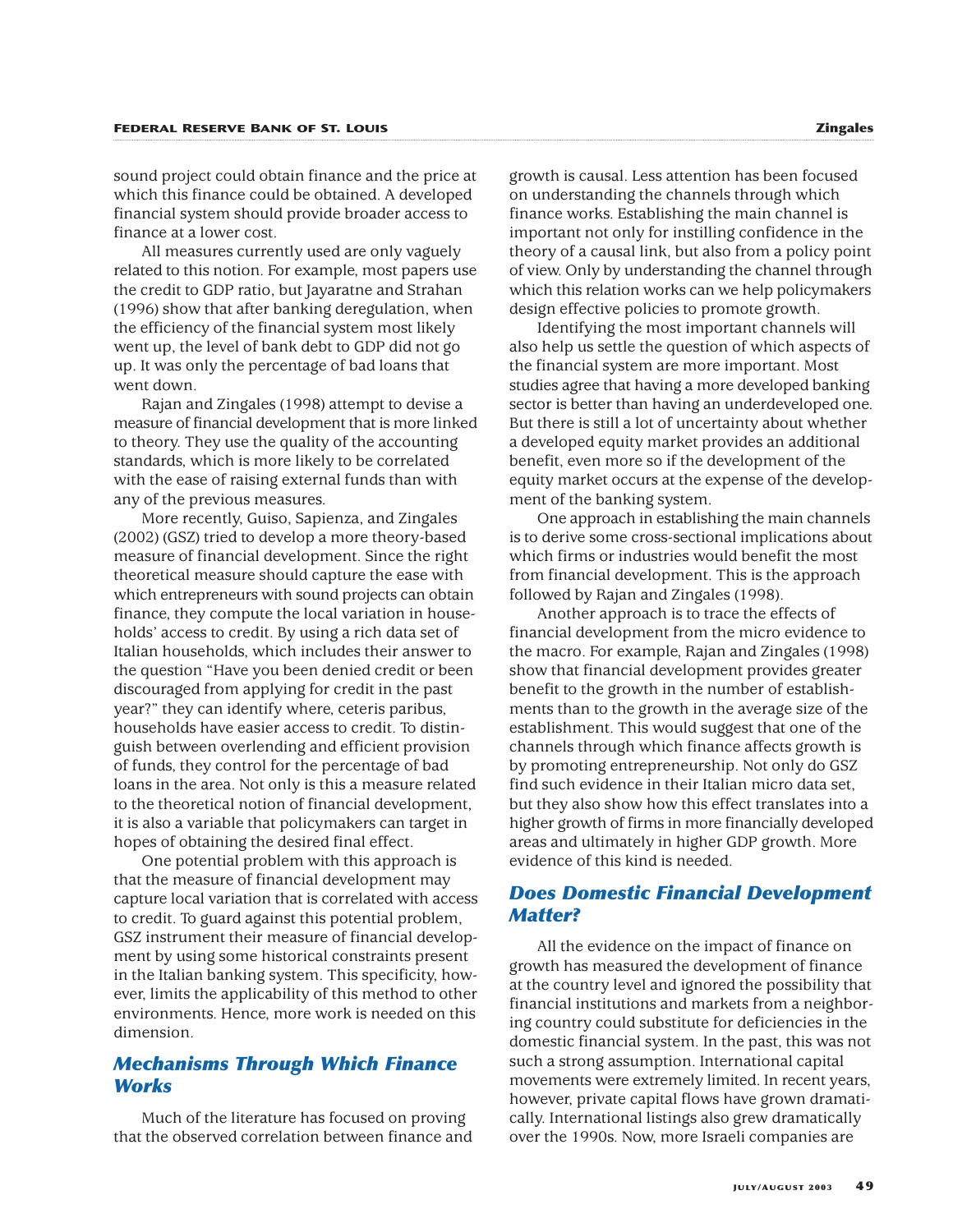sound project could obtain finance and the price at which this finance could be obtained. A developed financial system should provide broader access to finance at a lower cost.

All measures currently used are only vaguely related to this notion. For example, most papers use the credit to GDP ratio, but Jayaratne and Strahan (1996) show that after banking deregulation, when the efficiency of the financial system most likely went up, the level of bank debt to GDP did not go up. It was only the percentage of bad loans that went down.

Rajan and Zingales (1998) attempt to devise a measure of financial development that is more linked to theory. They use the quality of the accounting standards, which is more likely to be correlated with the ease of raising external funds than with any of the previous measures.

More recently, Guiso, Sapienza, and Zingales (2002) (GSZ) tried to develop a more theory-based measure of financial development. Since the right theoretical measure should capture the ease with which entrepreneurs with sound projects can obtain finance, they compute the local variation in households' access to credit. By using a rich data set of Italian households, which includes their answer to the question "Have you been denied credit or been discouraged from applying for credit in the past year?" they can identify where, ceteris paribus, households have easier access to credit. To distinguish between overlending and efficient provision of funds, they control for the percentage of bad loans in the area. Not only is this a measure related to the theoretical notion of financial development, it is also a variable that policymakers can target in hopes of obtaining the desired final effect.

One potential problem with this approach is that the measure of financial development may capture local variation that is correlated with access to credit. To guard against this potential problem, GSZ instrument their measure of financial development by using some historical constraints present in the Italian banking system. This specificity, however, limits the applicability of this method to other environments. Hence, more work is needed on this dimension.

## Mechanisms Through Which Finance Works

Much of the literature has focused on proving that the observed correlation between finance and growth is causal. Less attention has been focused on understanding the channels through which finance works. Establishing the main channel is important not only for instilling confidence in the theory of a causal link, but also from a policy point of view. Only by understanding the channel through which this relation works can we help policymakers design effective policies to promote growth.

Identifying the most important channels will also help us settle the question of which aspects of the financial system are more important. Most studies agree that having a more developed banking sector is better than having an underdeveloped one. But there is still a lot of uncertainty about whether a developed equity market provides an additional benefit, even more so if the development of the equity market occurs at the expense of the development of the banking system.

One approach in establishing the main channels is to derive some cross-sectional implications about which firms or industries would benefit the most from financial development. This is the approach followed by Rajan and Zingales (1998).

Another approach is to trace the effects of financial development from the micro evidence to the macro. For example, Rajan and Zingales (1998) show that financial development provides greater benefit to the growth in the number of establishments than to the growth in the average size of the establishment. This would suggest that one of the channels through which finance affects growth is by promoting entrepreneurship. Not only do GSZ find such evidence in their Italian micro data set, but they also show how this effect translates into a higher growth of firms in more financially developed areas and ultimately in higher GDP growth. More evidence of this kind is needed.

## Does Domestic Financial Development Matter?

All the evidence on the impact of finance on growth has measured the development of finance at the country level and ignored the possibility that financial institutions and markets from a neighboring country could substitute for deficiencies in the domestic financial system. In the past, this was not such a strong assumption. International capital movements were extremely limited. In recent years, however, private capital flows have grown dramatically. International listings also grew dramatically over the 1990s. Now, more Israeli companies are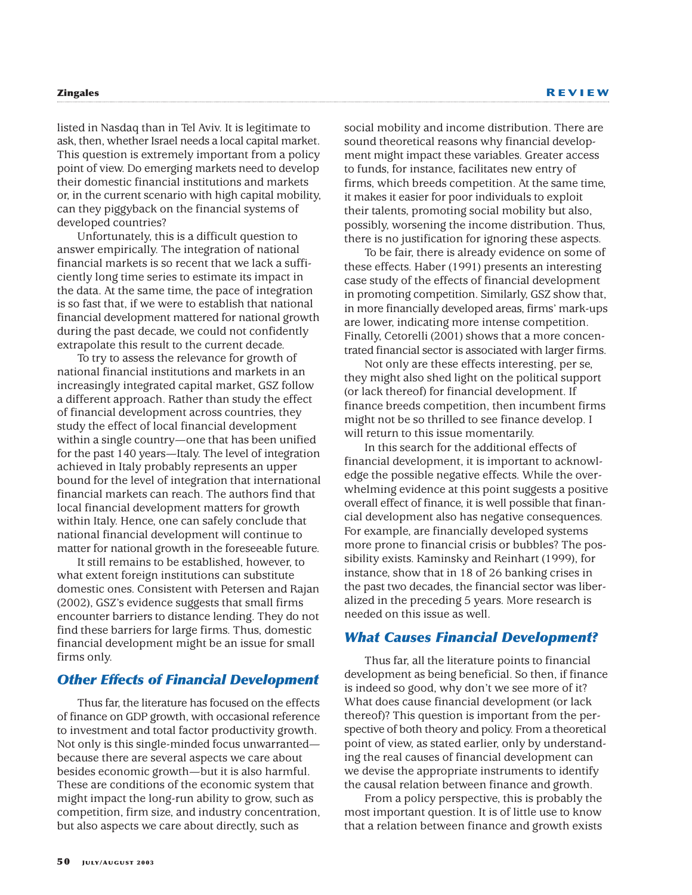listed in Nasdaq than in Tel Aviv. It is legitimate to ask, then, whether Israel needs a local capital market. This question is extremely important from a policy point of view. Do emerging markets need to develop their domestic financial institutions and markets or, in the current scenario with high capital mobility, can they piggyback on the financial systems of developed countries?

Unfortunately, this is a difficult question to answer empirically. The integration of national financial markets is so recent that we lack a sufficiently long time series to estimate its impact in the data. At the same time, the pace of integration is so fast that, if we were to establish that national financial development mattered for national growth during the past decade, we could not confidently extrapolate this result to the current decade.

To try to assess the relevance for growth of national financial institutions and markets in an increasingly integrated capital market, GSZ follow a different approach. Rather than study the effect of financial development across countries, they study the effect of local financial development within a single country—one that has been unified for the past 140 years—Italy. The level of integration achieved in Italy probably represents an upper bound for the level of integration that international financial markets can reach. The authors find that local financial development matters for growth within Italy. Hence, one can safely conclude that national financial development will continue to matter for national growth in the foreseeable future.

It still remains to be established, however, to what extent foreign institutions can substitute domestic ones. Consistent with Petersen and Rajan (2002), GSZ's evidence suggests that small firms encounter barriers to distance lending. They do not find these barriers for large firms. Thus, domestic financial development might be an issue for small firms only.

## Other Effects of Financial Development

Thus far, the literature has focused on the effects of finance on GDP growth, with occasional reference to investment and total factor productivity growth. Not only is this single-minded focus unwarranted—because there are several aspects we care about besides economic growth—but it is also harmful. These are conditions of the economic system that might impact the long-run ability to grow, such as competition, firm size, and industry concentration, but also aspects we care about directly, such as social mobility and income distribution. There are sound theoretical reasons why financial development might impact these variables. Greater access to funds, for instance, facilitates new entry of firms, which breeds competition. At the same time, it makes it easier for poor individuals to exploit their talents, promoting social mobility but also, possibly, worsening the income distribution. Thus, there is no justification for ignoring these aspects.

To be fair, there is already evidence on some of these effects. Haber (1991) presents an interesting case study of the effects of financial development in promoting competition. Similarly, GSZ show that, in more financially developed areas, firms' mark-ups are lower, indicating more intense competition. Finally, Cetorelli (2001) shows that a more concentrated financial sector is associated with larger firms.

Not only are these effects interesting, per se, they might also shed light on the political support (or lack thereof) for financial development. If finance breeds competition, then incumbent firms might not be so thrilled to see finance develop. I will return to this issue momentarily.

In this search for the additional effects of financial development, it is important to acknowledge the possible negative effects. While the overwhelming evidence at this point suggests a positive overall effect of finance, it is well possible that financial development also has negative consequences. For example, are financially developed systems more prone to financial crisis or bubbles? The possibility exists. Kaminsky and Reinhart (1999), for instance, show that in 18 of 26 banking crises in the past two decades, the financial sector was liberalized in the preceding 5 years. More research is needed on this issue as well.

## What Causes Financial Development?

Thus far, all the literature points to financial development as being beneficial. So then, if finance is indeed so good, why don't we see more of it? What does cause financial development (or lack thereof)? This question is important from the perspective of both theory and policy. From a theoretical point of view, as stated earlier, only by understanding the real causes of financial development can we devise the appropriate instruments to identify the causal relation between finance and growth.

From a policy perspective, this is probably the most important question. It is of little use to know that a relation between finance and growth exists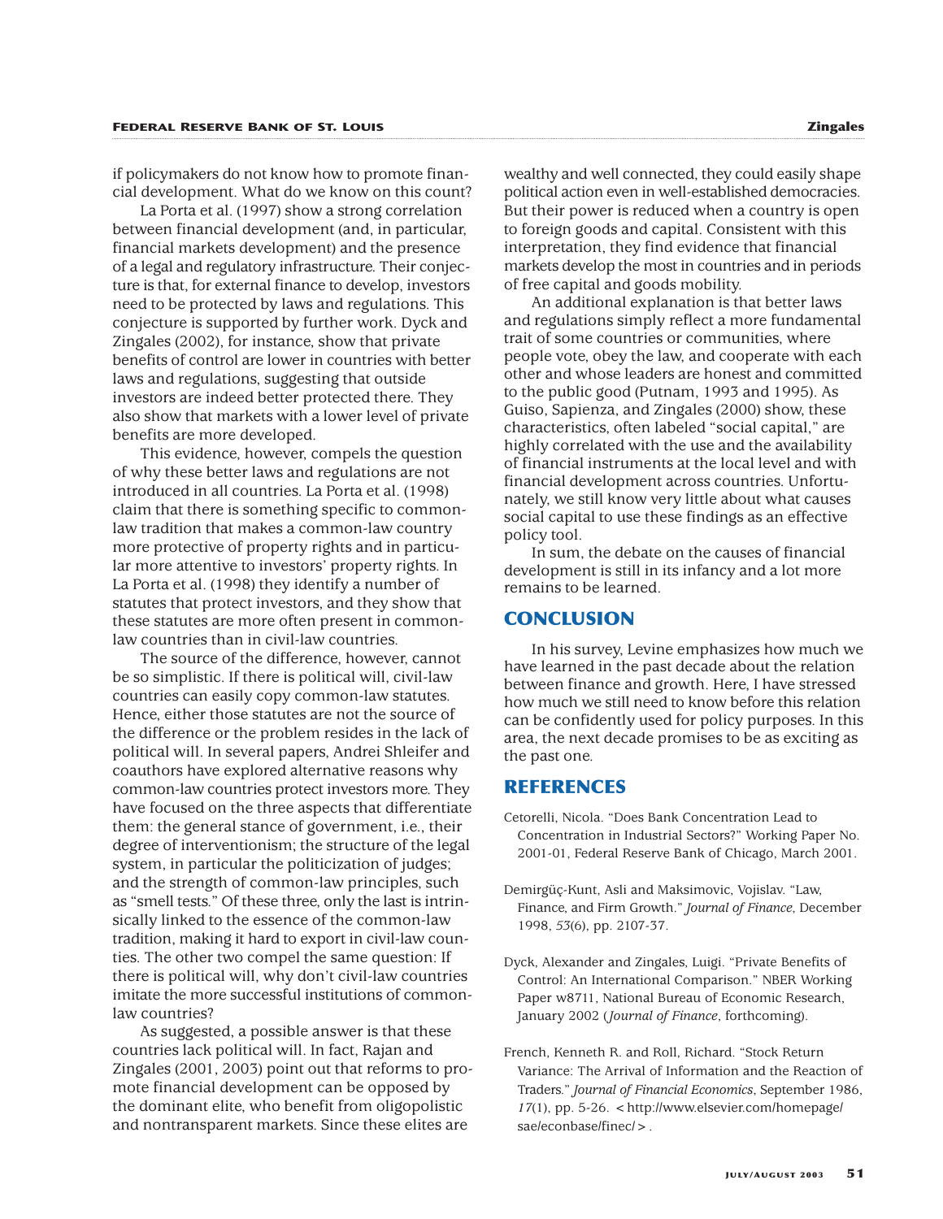if policymakers do not know how to promote financial development. What do we know on this count?

La Porta et al. (1997) show a strong correlation between financial development (and, in particular, financial markets development) and the presence of a legal and regulatory infrastructure. Their conjecture is that, for external finance to develop, investors need to be protected by laws and regulations. This conjecture is supported by further work. Dyck and Zingales (2002), for instance, show that private benefits of control are lower in countries with better laws and regulations, suggesting that outside investors are indeed better protected there. They also show that markets with a lower level of private benefits are more developed.

This evidence, however, compels the question of why these better laws and regulations are not introduced in all countries. La Porta et al. (1998) claim that there is something specific to common-law tradition that makes a common-law country more protective of property rights and in particular more attentive to investors' property rights. In La Porta et al. (1998) they identify a number of statutes that protect investors, and they show that these statutes are more often present in common-law countries than in civil-law countries.

The source of the difference, however, cannot be so simplistic. If there is political will, civil-law countries can easily copy common-law statutes. Hence, either those statutes are not the source of the difference or the problem resides in the lack of political will. In several papers, Andrei Shleifer and coauthors have explored alternative reasons why common-law countries protect investors more. They have focused on the three aspects that differentiate them: the general stance of government, i.e., their degree of interventionism; the structure of the legal system, in particular the politicization of judges; and the strength of common-law principles, such as "smell tests." Of these three, only the last is intrinsically linked to the essence of the common-law tradition, making it hard to export in civil-law countries. The other two compel the same question: If there is political will, why don't civil-law countries imitate the more successful institutions of common-law countries?

As suggested, a possible answer is that these countries lack political will. In fact, Rajan and Zingales (2001, 2003) point out that reforms to promote financial development can be opposed by the dominant elite, who benefit from oligopolistic and nontransparent markets. Since these elites are wealthy and well connected, they could easily shape political action even in well-established democracies. But their power is reduced when a country is open to foreign goods and capital. Consistent with this interpretation, they find evidence that financial markets develop the most in countries and in periods of free capital and goods mobility.

An additional explanation is that better laws and regulations simply reflect a more fundamental trait of some countries or communities, where people vote, obey the law, and cooperate with each other and whose leaders are honest and committed to the public good (Putnam, 1993 and 1995). As Guiso, Sapienza, and Zingales (2000) show, these characteristics, often labeled "social capital," are highly correlated with the use and the availability of financial instruments at the local level and with financial development across countries. Unfortunately, we still know very little about what causes social capital to use these findings as an effective policy tool.

In sum, the debate on the causes of financial development is still in its infancy and a lot more remains to be learned.

## CONCLUSION

In his survey, Levine emphasizes how much we have learned in the past decade about the relation between finance and growth. Here, I have stressed how much we still need to know before this relation can be confidently used for policy purposes. In this area, the next decade promises to be as exciting as the past one.

## REFERENCES

Cetorelli, Nicola. "Does Bank Concentration Lead to Concentration in Industrial Sectors?" Working Paper No. 2001-01, Federal Reserve Bank of Chicago, March 2001.

Demirgüç-Kunt, Asli and Maksimovic, Vojislav. "Law, Finance, and Firm Growth." *Journal of Finance*, December 1998, *53*(6), pp. 2107-37.

Dyck, Alexander and Zingales, Luigi. "Private Benefits of Control: An International Comparison." NBER Working Paper w8711, National Bureau of Economic Research, January 2002 (*Journal of Finance*, forthcoming).

French, Kenneth R. and Roll, Richard. "Stock Return Variance: The Arrival of Information and the Reaction of Traders." *Journal of Financial Economics*, September 1986, *17*(1), pp. 5-26. <http://www.elsevier.com/homepage/sae/econbase/finec/>.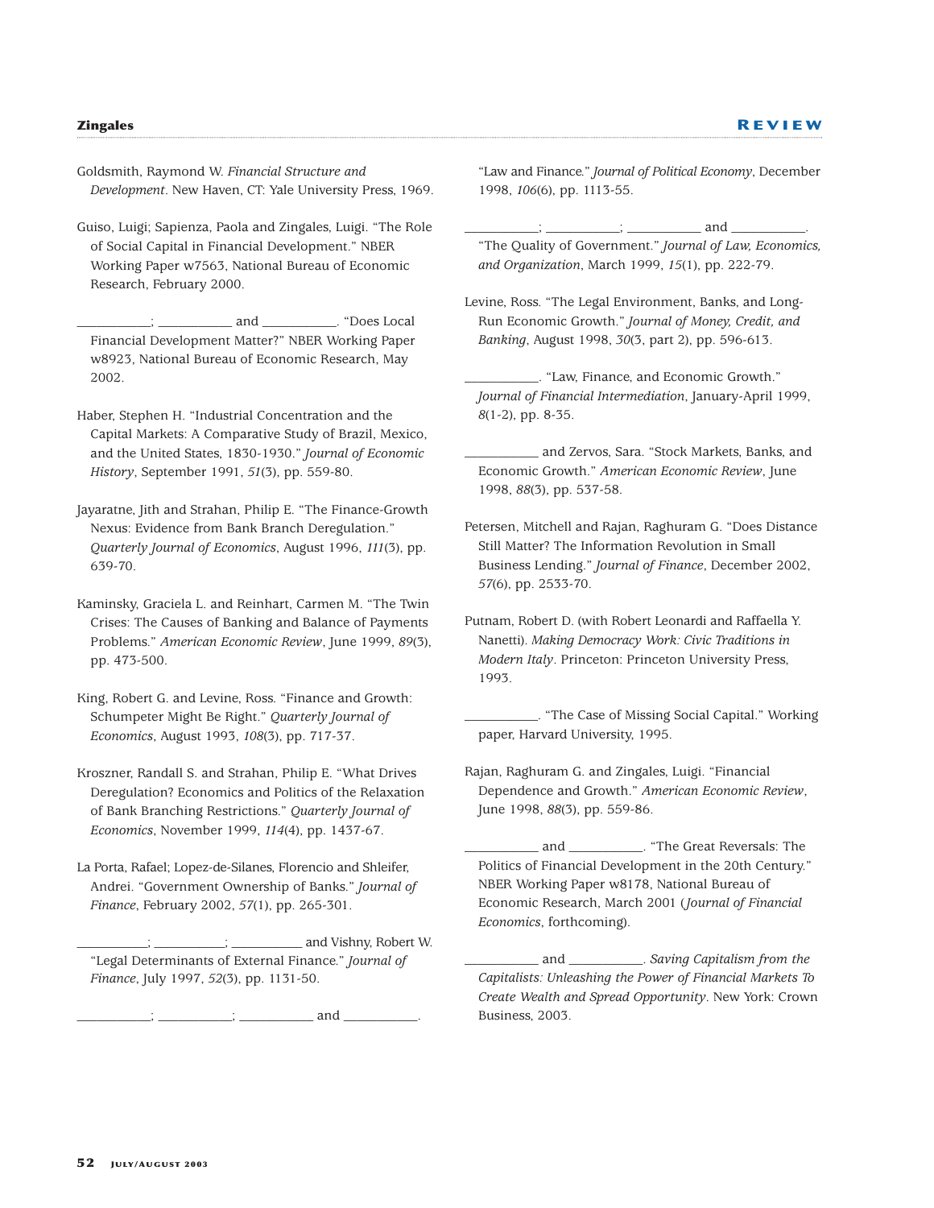Goldsmith, Raymond W. *Financial Structure and Development*. New Haven, CT: Yale University Press, 1969.

Guiso, Luigi; Sapienza, Paola and Zingales, Luigi. "The Role of Social Capital in Financial Development." NBER Working Paper w7563, National Bureau of Economic Research, February 2000.

___________; ___________ and ___________. "Does Local Financial Development Matter?" NBER Working Paper w8923, National Bureau of Economic Research, May 2002.

Haber, Stephen H. "Industrial Concentration and the Capital Markets: A Comparative Study of Brazil, Mexico, and the United States, 1830-1930." *Journal of Economic History*, September 1991, *51*(3), pp. 559-80.

Jayaratne, Jith and Strahan, Philip E. "The Finance-Growth Nexus: Evidence from Bank Branch Deregulation." *Quarterly Journal of Economics*, August 1996, *111*(3), pp. 639-70.

Kaminsky, Graciela L. and Reinhart, Carmen M. "The Twin Crises: The Causes of Banking and Balance of Payments Problems." *American Economic Review*, June 1999, *89*(3), pp. 473-500.

King, Robert G. and Levine, Ross. "Finance and Growth: Schumpeter Might Be Right." *Quarterly Journal of Economics*, August 1993, *108*(3), pp. 717-37.

Kroszner, Randall S. and Strahan, Philip E. "What Drives Deregulation? Economics and Politics of the Relaxation of Bank Branching Restrictions." *Quarterly Journal of Economics*, November 1999, *114*(4), pp. 1437-67.

La Porta, Rafael; Lopez-de-Silanes, Florencio and Shleifer, Andrei. "Government Ownership of Banks." *Journal of Finance*, February 2002, *57*(1), pp. 265-301.

___________; ___________; ___________ and Vishny, Robert W. "Legal Determinants of External Finance." *Journal of Finance*, July 1997, *52*(3), pp. 1131-50.

___________; ___________; ___________ and ___________. "Law and Finance." *Journal of Political Economy*, December 1998, *106*(6), pp. 1113-55.

___________; ___________; ___________ and ___________. "The Quality of Government." *Journal of Law, Economics, and Organization*, March 1999, *15*(1), pp. 222-79.

Levine, Ross. "The Legal Environment, Banks, and Long-Run Economic Growth." *Journal of Money, Credit, and Banking*, August 1998, *30*(3, part 2), pp. 596-613.

___________. "Law, Finance, and Economic Growth." *Journal of Financial Intermediation*, January-April 1999, *8*(1-2), pp. 8-35.

___________ and Zervos, Sara. "Stock Markets, Banks, and Economic Growth." *American Economic Review*, June 1998, *88*(3), pp. 537-58.

Petersen, Mitchell and Rajan, Raghuram G. "Does Distance Still Matter? The Information Revolution in Small Business Lending." *Journal of Finance*, December 2002, *57*(6), pp. 2533-70.

Putnam, Robert D. (with Robert Leonardi and Raffaella Y. Nanetti). *Making Democracy Work: Civic Traditions in Modern Italy*. Princeton: Princeton University Press, 1993.

___________. "The Case of Missing Social Capital." Working paper, Harvard University, 1995.

Rajan, Raghuram G. and Zingales, Luigi. "Financial Dependence and Growth." *American Economic Review*, June 1998, *88*(3), pp. 559-86.

___________ and ___________. "The Great Reversals: The Politics of Financial Development in the 20th Century." NBER Working Paper w8178, National Bureau of Economic Research, March 2001 (*Journal of Financial Economics*, forthcoming).

___________ and ___________. *Saving Capitalism from the Capitalists: Unleashing the Power of Financial Markets To Create Wealth and Spread Opportunity*. New York: Crown Business, 2003.